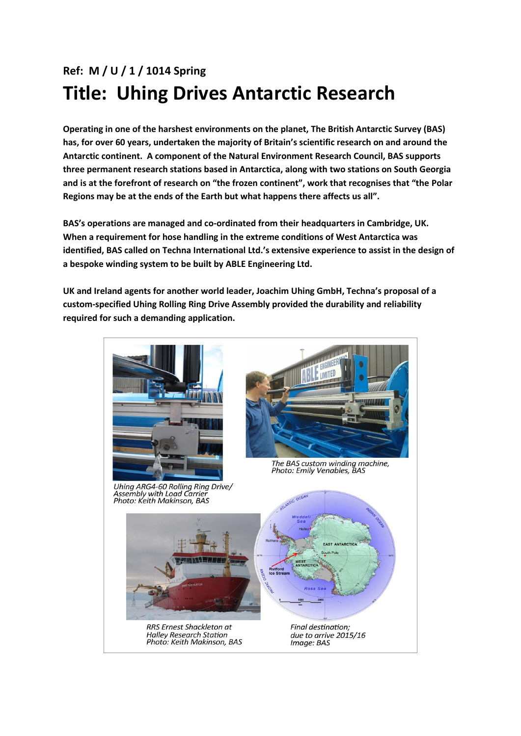**Ref: M / U / 1 / 1014 Spring**

# Title: Uhing Drives Antarctic Research

**Operating in one of the harshest environments on the planet, The British Antarctic Survey (BAS) has, for over 60 years, undertaken the majority of Britain's scientific research on and around the Antarctic continent. A component of the Natural Environment Research Council, BAS supports three permanent research stations based in Antarctica, along with two stations on South Georgia and is at the forefront of research on "the frozen continent", work that recognises that "the Polar Regions may be at the ends of the Earth but what happens there affects us all".**

**BAS's operations are managed and co-ordinated from their headquarters in Cambridge, UK. When a requirement for hose handling in the extreme conditions of West Antarctica was identified, BAS called on Techna International Ltd.'s extensive experience to assist in the design of a bespoke winding system to be built by ABLE Engineering Ltd.**

**UK and Ireland agents for another world leader, Joachim Uhing GmbH, Techna's proposal of a custom-specified Uhing Rolling Ring Drive Assembly provided the durability and reliability required for such a demanding application.**

*Uhing ARG4-60 Rolling Ring Drive/ Assembly with Load Carrier Photo: Keith Makinson, BAS*

*The BAS custom winding machine, Photo: Emily Venables, BAS*

*RRS Ernest Shackleton at Halley Research Station Photo: Keith Makinson, BAS*

*Final destination; due to arrive 2015/16 Image: BAS*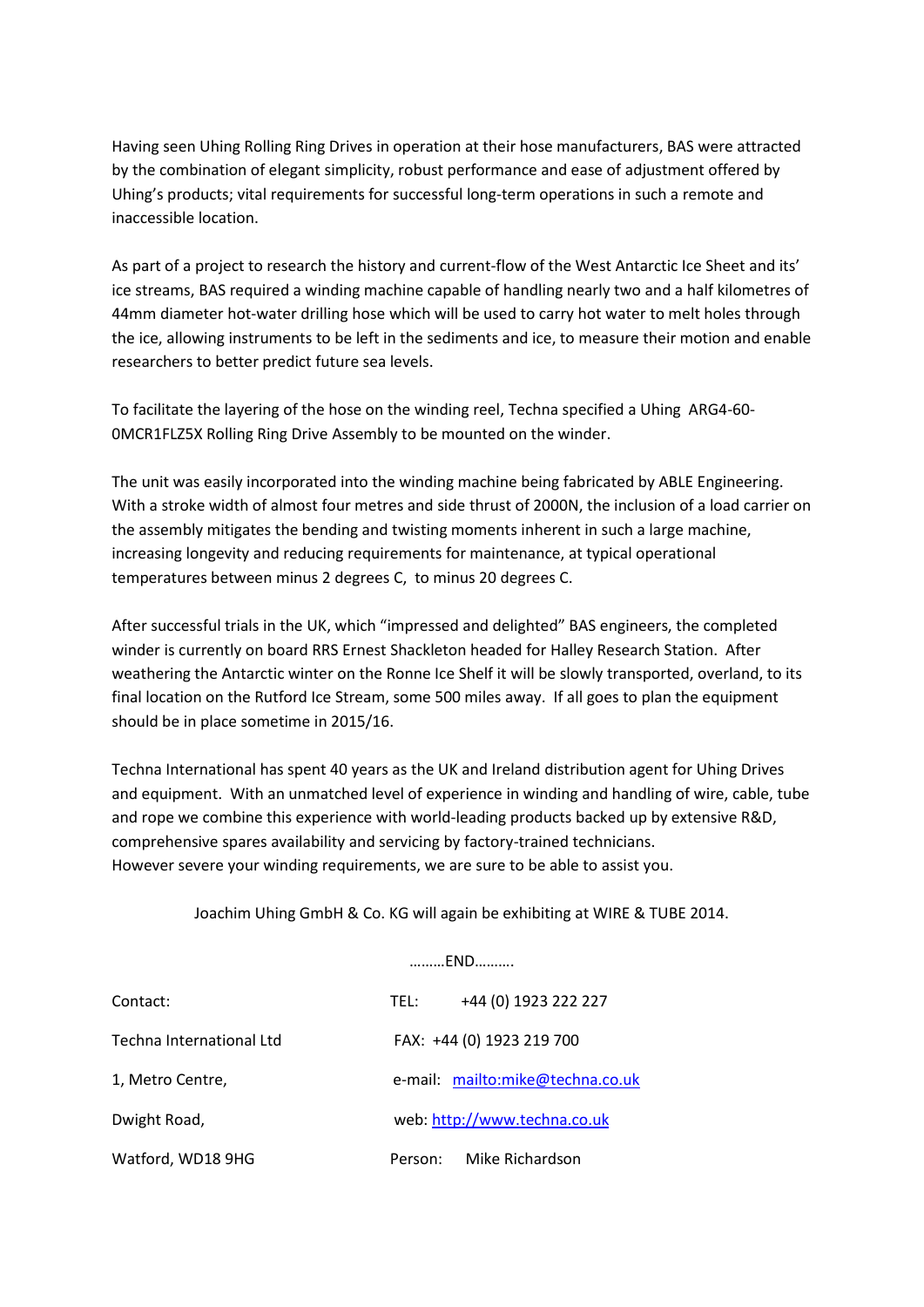Having seen Uhing Rolling Ring Drives in operation at their hose manufacturers, BAS were attracted by the combination of elegant simplicity, robust performance and ease of adjustment offered by Uhing's products; vital requirements for successful long-term operations in such a remote and inaccessible location.

As part of a project to research the history and current-flow of the West Antarctic Ice Sheet and its' ice streams, BAS required a winding machine capable of handling nearly two and a half kilometres of 44mm diameter hot-water drilling hose which will be used to carry hot water to melt holes through the ice, allowing instruments to be left in the sediments and ice, to measure their motion and enable researchers to better predict future sea levels.

To facilitate the layering of the hose on the winding reel, Techna specified a Uhing ARG4-60-0MCR1FLZ5X Rolling Ring Drive Assembly to be mounted on the winder.

The unit was easily incorporated into the winding machine being fabricated by ABLE Engineering. With a stroke width of almost four metres and side thrust of 2000N, the inclusion of a load carrier on the assembly mitigates the bending and twisting moments inherent in such a large machine, increasing longevity and reducing requirements for maintenance, at typical operational temperatures between minus 2 degrees C, to minus 20 degrees C.

After successful trials in the UK, which "impressed and delighted" BAS engineers, the completed winder is currently on board RRS Ernest Shackleton headed for Halley Research Station. After weathering the Antarctic winter on the Ronne Ice Shelf it will be slowly transported, overland, to its final location on the Rutford Ice Stream, some 500 miles away. If all goes to plan the equipment should be in place sometime in 2015/16.

Techna International has spent 40 years as the UK and Ireland distribution agent for Uhing Drives and equipment. With an unmatched level of experience in winding and handling of wire, cable, tube and rope we combine this experience with world-leading products backed up by extensive R&D, comprehensive spares availability and servicing by factory-trained technicians.
However severe your winding requirements, we are sure to be able to assist you.

Joachim Uhing GmbH & Co. KG will again be exhibiting at WIRE & TUBE 2014.

………END……….

| | |
|---|---|
| Contact: | TEL: +44 (0) 1923 222 227 |
| Techna International Ltd | FAX: +44 (0) 1923 219 700 |
| 1, Metro Centre, | e-mail: mailto:mike@techna.co.uk |
| Dwight Road, | web: http://www.techna.co.uk |
| Watford, WD18 9HG | Person: Mike Richardson |